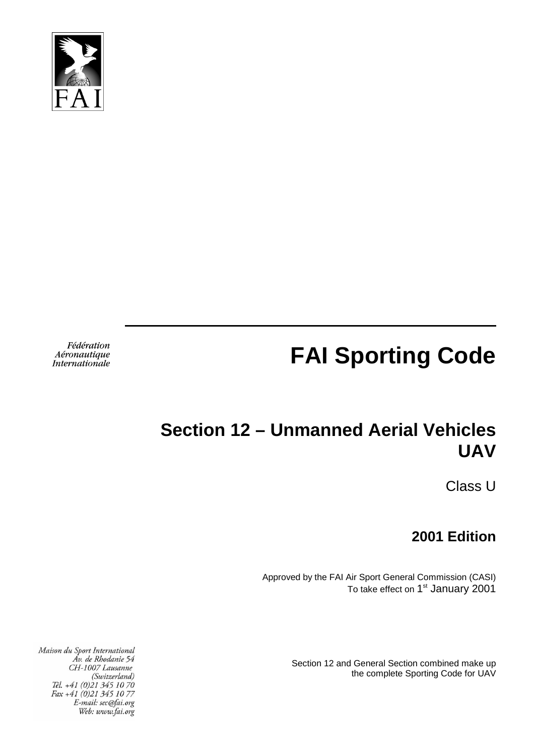FAI

Fédération
Aéronautique
Internationale

# FAI Sporting Code

## Section 12 – Unmanned Aerial Vehicles UAV

Class U

**2001 Edition**

Approved by the FAI Air Sport General Commission (CASI)
To take effect on 1st January 2001

Maison du Sport International
Av. de Rhodanie 54
CH-1007 Lausanne
(Switzerland)
Tél. +41 (0)21 345 10 70
Fax +41 (0)21 345 10 77
E-mail: sec@fai.org
Web: www.fai.org

Section 12 and General Section combined make up the complete Sporting Code for UAV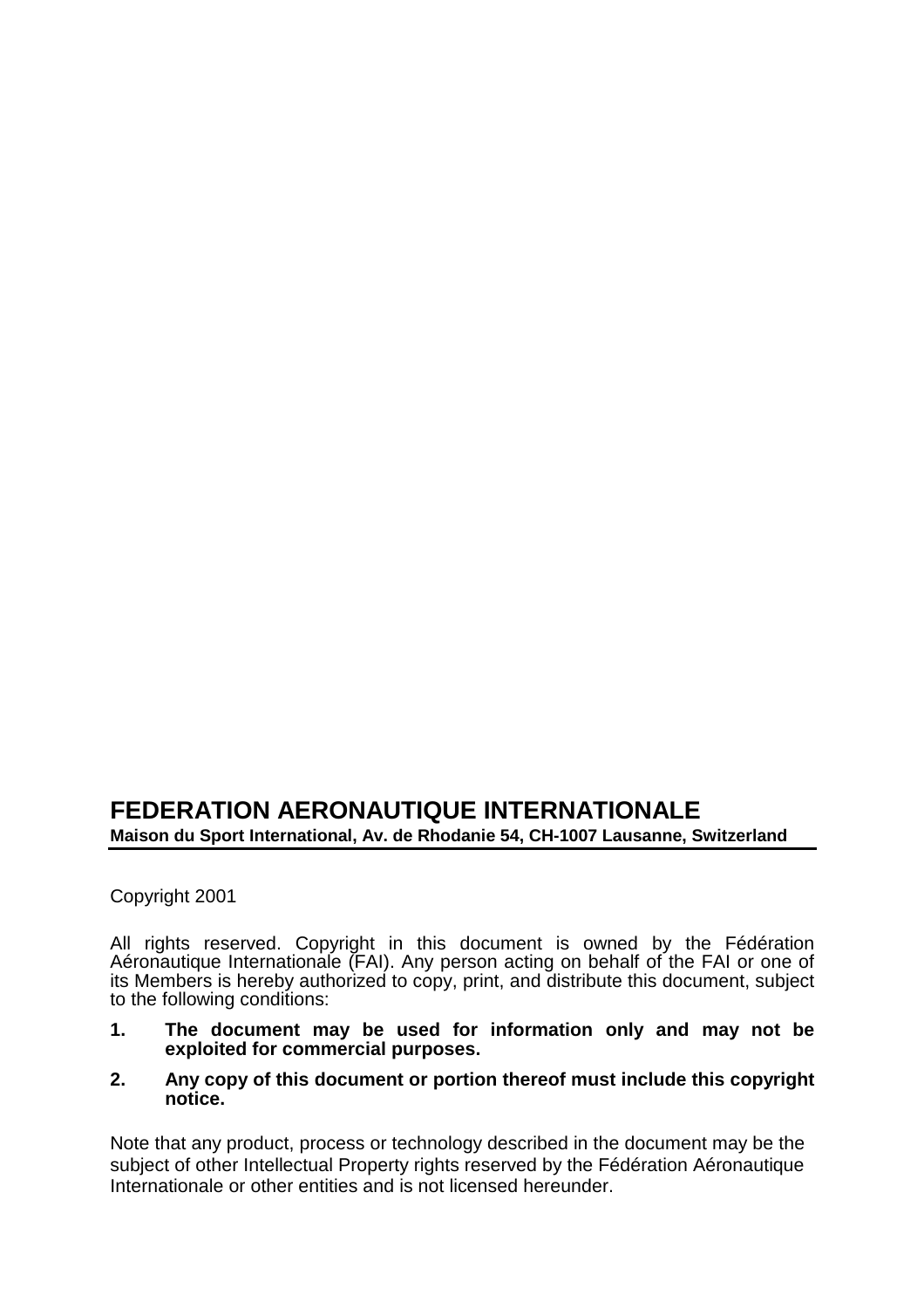# FEDERATION AERONAUTIQUE INTERNATIONALE

**Maison du Sport International, Av. de Rhodanie 54, CH-1007 Lausanne, Switzerland**

Copyright 2001

All rights reserved. Copyright in this document is owned by the Fédération Aéronautique Internationale (FAI). Any person acting on behalf of the FAI or one of its Members is hereby authorized to copy, print, and distribute this document, subject to the following conditions:

1. **The document may be used for information only and may not be exploited for commercial purposes.**
2. **Any copy of this document or portion thereof must include this copyright notice.**

Note that any product, process or technology described in the document may be the subject of other Intellectual Property rights reserved by the Fédération Aéronautique Internationale or other entities and is not licensed hereunder.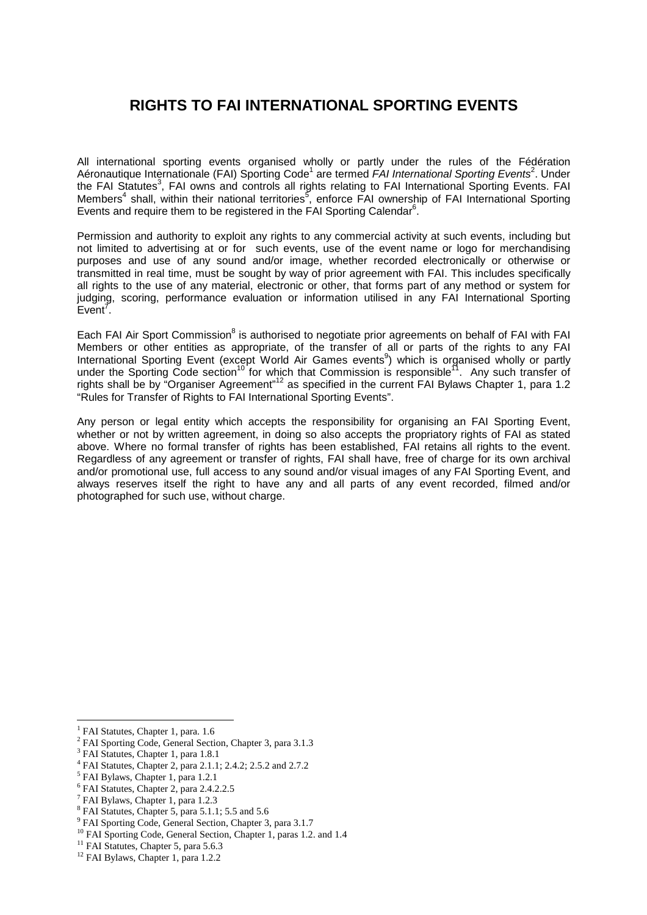# RIGHTS TO FAI INTERNATIONAL SPORTING EVENTS

All international sporting events organised wholly or partly under the rules of the Fédération Aéronautique Internationale (FAI) Sporting Code[1] are termed *FAI International Sporting Events*[2]. Under the FAI Statutes[3], FAI owns and controls all rights relating to FAI International Sporting Events. FAI Members[4] shall, within their national territories[5], enforce FAI ownership of FAI International Sporting Events and require them to be registered in the FAI Sporting Calendar[6].

Permission and authority to exploit any rights to any commercial activity at such events, including but not limited to advertising at or for such events, use of the event name or logo for merchandising purposes and use of any sound and/or image, whether recorded electronically or otherwise or transmitted in real time, must be sought by way of prior agreement with FAI. This includes specifically all rights to the use of any material, electronic or other, that forms part of any method or system for judging, scoring, performance evaluation or information utilised in any FAI International Sporting Event[7].

Each FAI Air Sport Commission[8] is authorised to negotiate prior agreements on behalf of FAI with FAI Members or other entities as appropriate, of the transfer of all or parts of the rights to any FAI International Sporting Event (except World Air Games events[9]) which is organised wholly or partly under the Sporting Code section[10] for which that Commission is responsible[11]. Any such transfer of rights shall be by "Organiser Agreement"[12] as specified in the current FAI Bylaws Chapter 1, para 1.2 "Rules for Transfer of Rights to FAI International Sporting Events".

Any person or legal entity which accepts the responsibility for organising an FAI Sporting Event, whether or not by written agreement, in doing so also accepts the propriatory rights of FAI as stated above. Where no formal transfer of rights has been established, FAI retains all rights to the event. Regardless of any agreement or transfer of rights, FAI shall have, free of charge for its own archival and/or promotional use, full access to any sound and/or visual images of any FAI Sporting Event, and always reserves itself the right to have any and all parts of any event recorded, filmed and/or photographed for such use, without charge.

---

[1] FAI Statutes, Chapter 1, para. 1.6
[2] FAI Sporting Code, General Section, Chapter 3, para 3.1.3
[3] FAI Statutes, Chapter 1, para 1.8.1
[4] FAI Statutes, Chapter 2, para 2.1.1; 2.4.2; 2.5.2 and 2.7.2
[5] FAI Bylaws, Chapter 1, para 1.2.1
[6] FAI Statutes, Chapter 2, para 2.4.2.2.5
[7] FAI Bylaws, Chapter 1, para 1.2.3
[8] FAI Statutes, Chapter 5, para 5.1.1; 5.5 and 5.6
[9] FAI Sporting Code, General Section, Chapter 3, para 3.1.7
[10] FAI Sporting Code, General Section, Chapter 1, paras 1.2. and 1.4
[11] FAI Statutes, Chapter 5, para 5.6.3
[12] FAI Bylaws, Chapter 1, para 1.2.2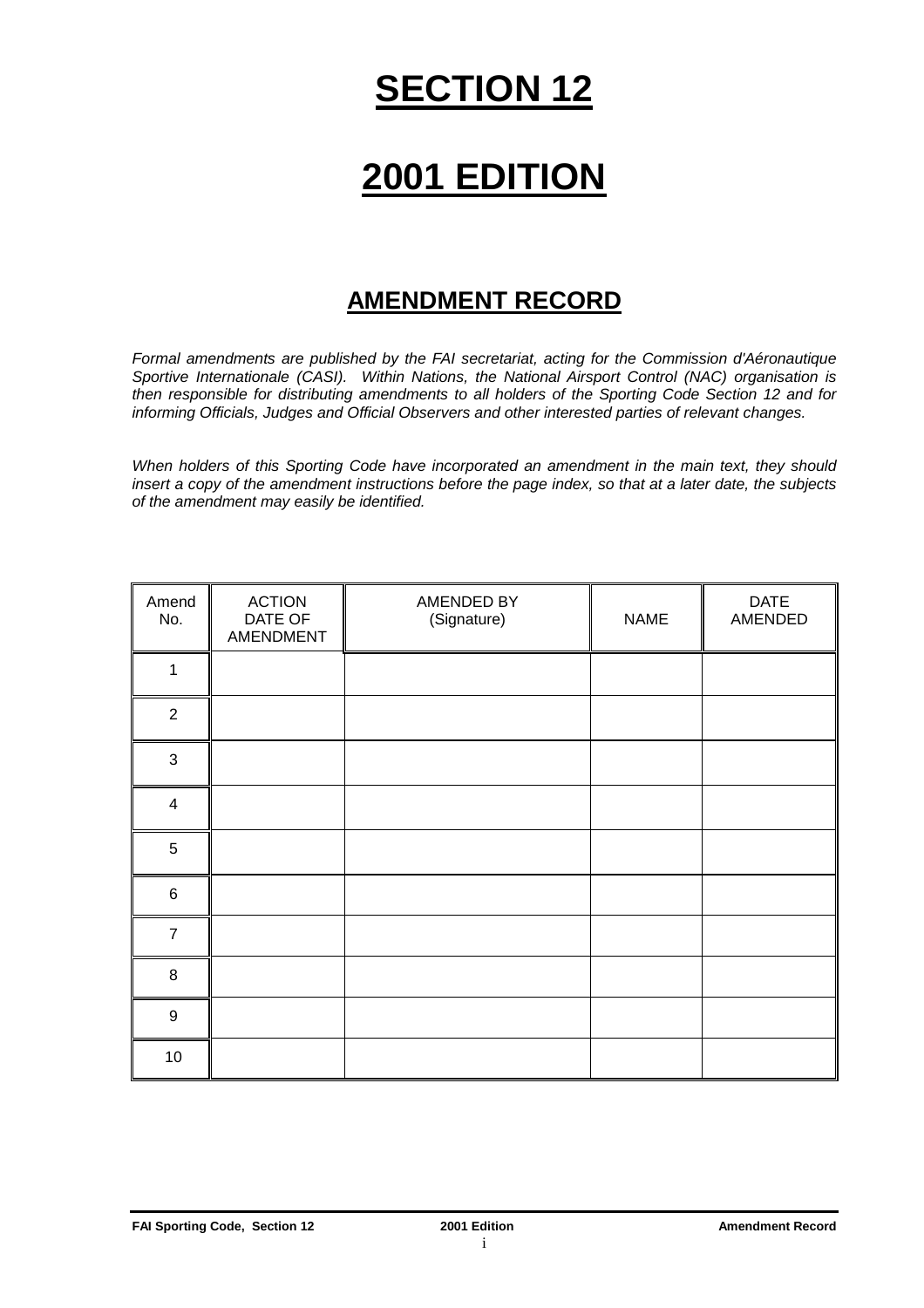# SECTION 12

# 2001 EDITION

## AMENDMENT RECORD

*Formal amendments are published by the FAI secretariat, acting for the Commission d'Aéronautique Sportive Internationale (CASI). Within Nations, the National Airsport Control (NAC) organisation is then responsible for distributing amendments to all holders of the Sporting Code Section 12 and for informing Officials, Judges and Official Observers and other interested parties of relevant changes.*

*When holders of this Sporting Code have incorporated an amendment in the main text, they should insert a copy of the amendment instructions before the page index, so that at a later date, the subjects of the amendment may easily be identified.*

| Amend No. | ACTION DATE OF AMENDMENT | AMENDED BY (Signature) | NAME | DATE AMENDED |
|---|---|---|---|---|
| 1 | | | | |
| 2 | | | | |
| 3 | | | | |
| 4 | | | | |
| 5 | | | | |
| 6 | | | | |
| 7 | | | | |
| 8 | | | | |
| 9 | | | | |
| 10 | | | | |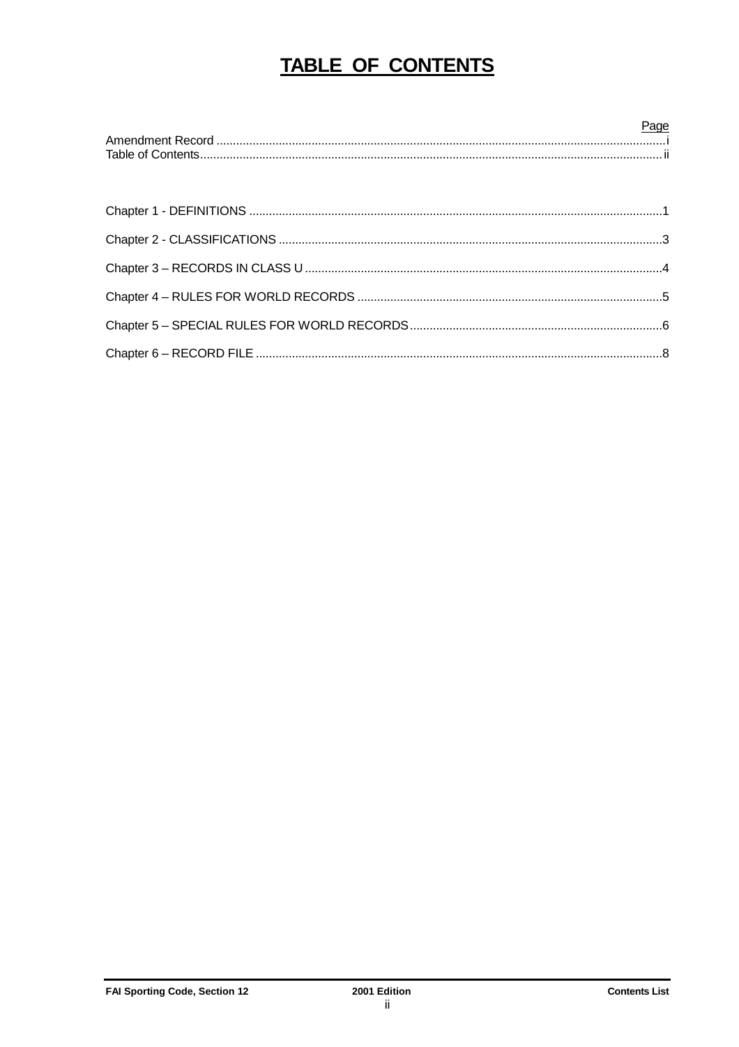# TABLE OF CONTENTS

| | Page |
|---|---|
| Amendment Record | i |
| Table of Contents | ii |
| | |
| Chapter 1 - DEFINITIONS | 1 |
| Chapter 2 - CLASSIFICATIONS | 3 |
| Chapter 3 – RECORDS IN CLASS U | 4 |
| Chapter 4 – RULES FOR WORLD RECORDS | 5 |
| Chapter 5 – SPECIAL RULES FOR WORLD RECORDS | 6 |
| Chapter 6 – RECORD FILE | 8 |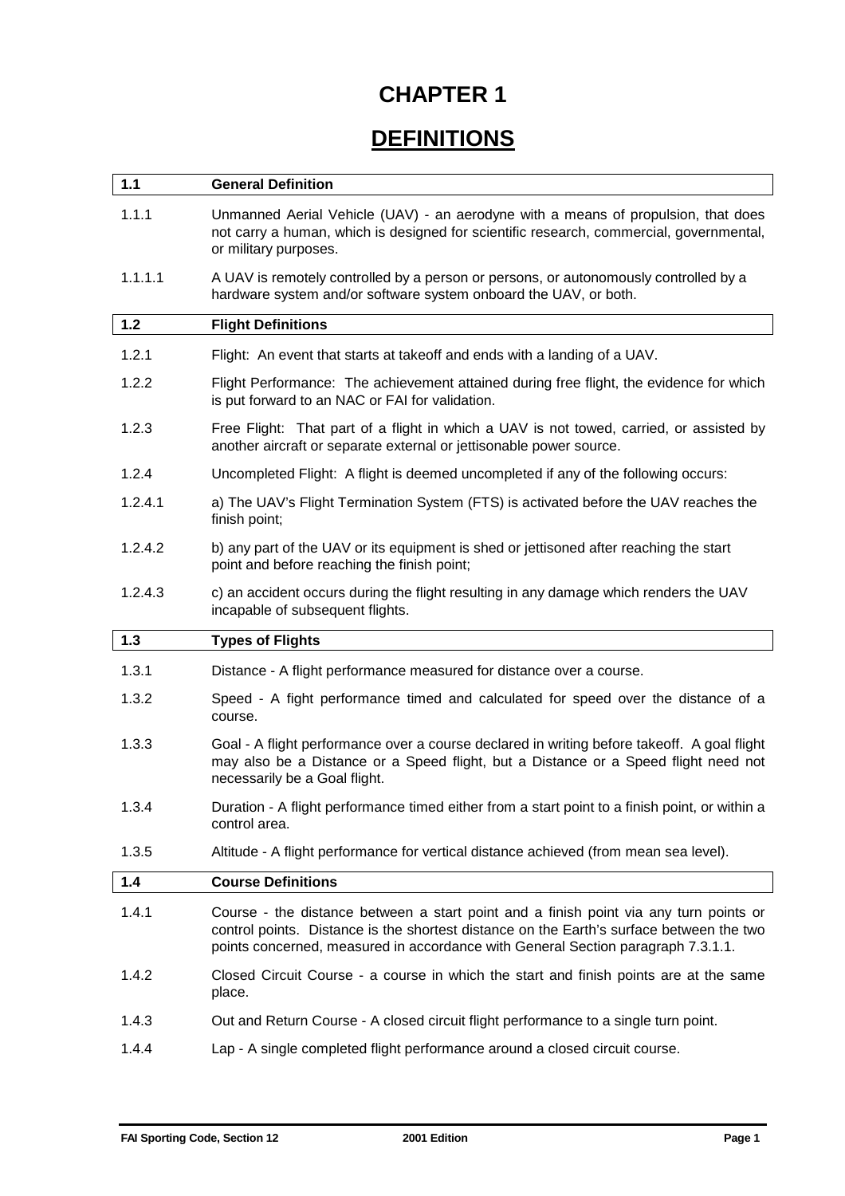# CHAPTER 1

# DEFINITIONS

## 1.1 General Definition

1.1.1 Unmanned Aerial Vehicle (UAV) - an aerodyne with a means of propulsion, that does not carry a human, which is designed for scientific research, commercial, governmental, or military purposes.

1.1.1.1 A UAV is remotely controlled by a person or persons, or autonomously controlled by a hardware system and/or software system onboard the UAV, or both.

## 1.2 Flight Definitions

1.2.1 Flight: An event that starts at takeoff and ends with a landing of a UAV.

1.2.2 Flight Performance: The achievement attained during free flight, the evidence for which is put forward to an NAC or FAI for validation.

1.2.3 Free Flight: That part of a flight in which a UAV is not towed, carried, or assisted by another aircraft or separate external or jettisonable power source.

1.2.4 Uncompleted Flight: A flight is deemed uncompleted if any of the following occurs:

1.2.4.1 a) The UAV's Flight Termination System (FTS) is activated before the UAV reaches the finish point;

1.2.4.2 b) any part of the UAV or its equipment is shed or jettisoned after reaching the start point and before reaching the finish point;

1.2.4.3 c) an accident occurs during the flight resulting in any damage which renders the UAV incapable of subsequent flights.

## 1.3 Types of Flights

1.3.1 Distance - A flight performance measured for distance over a course.

1.3.2 Speed - A fight performance timed and calculated for speed over the distance of a course.

1.3.3 Goal - A flight performance over a course declared in writing before takeoff. A goal flight may also be a Distance or a Speed flight, but a Distance or a Speed flight need not necessarily be a Goal flight.

1.3.4 Duration - A flight performance timed either from a start point to a finish point, or within a control area.

1.3.5 Altitude - A flight performance for vertical distance achieved (from mean sea level).

## 1.4 Course Definitions

1.4.1 Course - the distance between a start point and a finish point via any turn points or control points. Distance is the shortest distance on the Earth's surface between the two points concerned, measured in accordance with General Section paragraph 7.3.1.1.

1.4.2 Closed Circuit Course - a course in which the start and finish points are at the same place.

1.4.3 Out and Return Course - A closed circuit flight performance to a single turn point.

1.4.4 Lap - A single completed flight performance around a closed circuit course.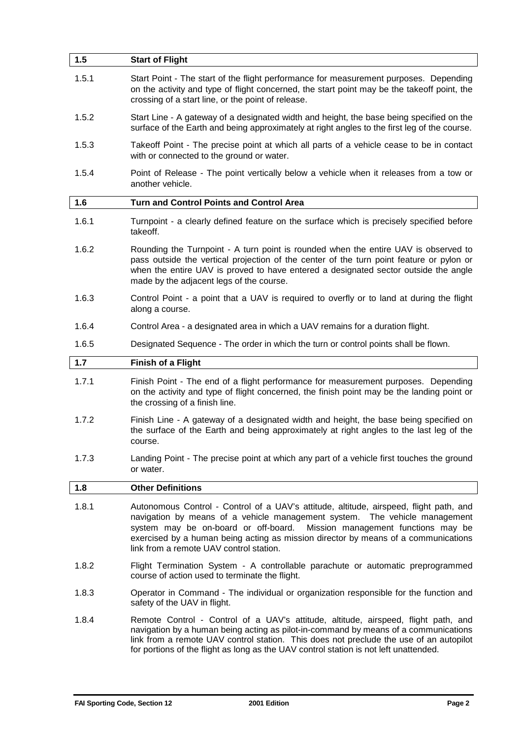## 1.5 Start of Flight

1.5.1 Start Point - The start of the flight performance for measurement purposes. Depending on the activity and type of flight concerned, the start point may be the takeoff point, the crossing of a start line, or the point of release.

1.5.2 Start Line - A gateway of a designated width and height, the base being specified on the surface of the Earth and being approximately at right angles to the first leg of the course.

1.5.3 Takeoff Point - The precise point at which all parts of a vehicle cease to be in contact with or connected to the ground or water.

1.5.4 Point of Release - The point vertically below a vehicle when it releases from a tow or another vehicle.

## 1.6 Turn and Control Points and Control Area

1.6.1 Turnpoint - a clearly defined feature on the surface which is precisely specified before takeoff.

1.6.2 Rounding the Turnpoint - A turn point is rounded when the entire UAV is observed to pass outside the vertical projection of the center of the turn point feature or pylon or when the entire UAV is proved to have entered a designated sector outside the angle made by the adjacent legs of the course.

1.6.3 Control Point - a point that a UAV is required to overfly or to land at during the flight along a course.

1.6.4 Control Area - a designated area in which a UAV remains for a duration flight.

1.6.5 Designated Sequence - The order in which the turn or control points shall be flown.

## 1.7 Finish of a Flight

1.7.1 Finish Point - The end of a flight performance for measurement purposes. Depending on the activity and type of flight concerned, the finish point may be the landing point or the crossing of a finish line.

1.7.2 Finish Line - A gateway of a designated width and height, the base being specified on the surface of the Earth and being approximately at right angles to the last leg of the course.

1.7.3 Landing Point - The precise point at which any part of a vehicle first touches the ground or water.

## 1.8 Other Definitions

1.8.1 Autonomous Control - Control of a UAV's attitude, altitude, airspeed, flight path, and navigation by means of a vehicle management system. The vehicle management system may be on-board or off-board. Mission management functions may be exercised by a human being acting as mission director by means of a communications link from a remote UAV control station.

1.8.2 Flight Termination System - A controllable parachute or automatic preprogrammed course of action used to terminate the flight.

1.8.3 Operator in Command - The individual or organization responsible for the function and safety of the UAV in flight.

1.8.4 Remote Control - Control of a UAV's attitude, altitude, airspeed, flight path, and navigation by a human being acting as pilot-in-command by means of a communications link from a remote UAV control station. This does not preclude the use of an autopilot for portions of the flight as long as the UAV control station is not left unattended.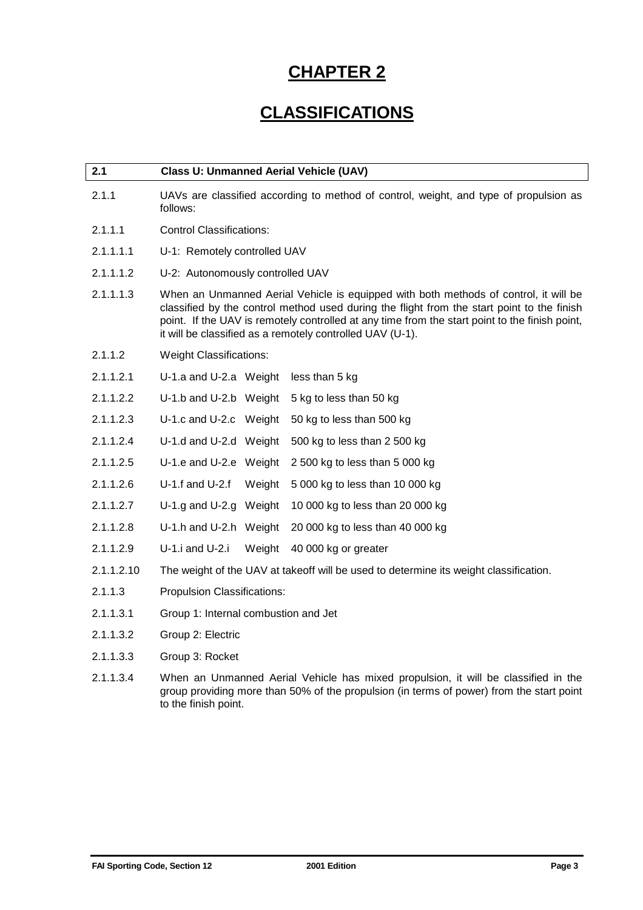# CHAPTER 2

# CLASSIFICATIONS

## 2.1 Class U: Unmanned Aerial Vehicle (UAV)

2.1.1 UAVs are classified according to method of control, weight, and type of propulsion as follows:

2.1.1.1 Control Classifications:

2.1.1.1.1 U-1: Remotely controlled UAV

2.1.1.1.2 U-2: Autonomously controlled UAV

2.1.1.1.3 When an Unmanned Aerial Vehicle is equipped with both methods of control, it will be classified by the control method used during the flight from the start point to the finish point. If the UAV is remotely controlled at any time from the start point to the finish point, it will be classified as a remotely controlled UAV (U-1).

2.1.1.2 Weight Classifications:

| | | | |
|---|---|---|---|
| 2.1.1.2.1 | U-1.a and U-2.a | Weight | less than 5 kg |
| 2.1.1.2.2 | U-1.b and U-2.b | Weight | 5 kg to less than 50 kg |
| 2.1.1.2.3 | U-1.c and U-2.c | Weight | 50 kg to less than 500 kg |
| 2.1.1.2.4 | U-1.d and U-2.d | Weight | 500 kg to less than 2 500 kg |
| 2.1.1.2.5 | U-1.e and U-2.e | Weight | 2 500 kg to less than 5 000 kg |
| 2.1.1.2.6 | U-1.f and U-2.f | Weight | 5 000 kg to less than 10 000 kg |
| 2.1.1.2.7 | U-1.g and U-2.g | Weight | 10 000 kg to less than 20 000 kg |
| 2.1.1.2.8 | U-1.h and U-2.h | Weight | 20 000 kg to less than 40 000 kg |
| 2.1.1.2.9 | U-1.i and U-2.i | Weight | 40 000 kg or greater |

2.1.1.2.10 The weight of the UAV at takeoff will be used to determine its weight classification.

2.1.1.3 Propulsion Classifications:

2.1.1.3.1 Group 1: Internal combustion and Jet

2.1.1.3.2 Group 2: Electric

2.1.1.3.3 Group 3: Rocket

2.1.1.3.4 When an Unmanned Aerial Vehicle has mixed propulsion, it will be classified in the group providing more than 50% of the propulsion (in terms of power) from the start point to the finish point.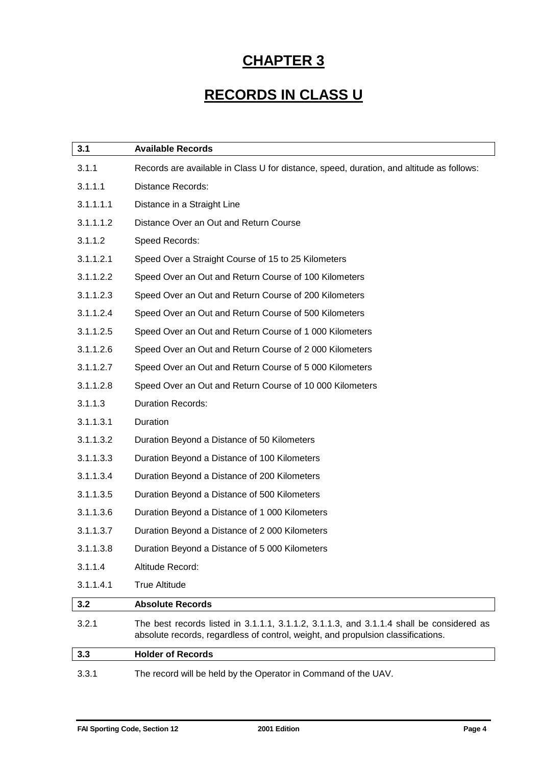# CHAPTER 3

# RECORDS IN CLASS U

## 3.1 Available Records

3.1.1 Records are available in Class U for distance, speed, duration, and altitude as follows:

3.1.1.1 Distance Records:

3.1.1.1.1 Distance in a Straight Line

3.1.1.1.2 Distance Over an Out and Return Course

3.1.1.2 Speed Records:

3.1.1.2.1 Speed Over a Straight Course of 15 to 25 Kilometers

3.1.1.2.2 Speed Over an Out and Return Course of 100 Kilometers

3.1.1.2.3 Speed Over an Out and Return Course of 200 Kilometers

3.1.1.2.4 Speed Over an Out and Return Course of 500 Kilometers

3.1.1.2.5 Speed Over an Out and Return Course of 1 000 Kilometers

3.1.1.2.6 Speed Over an Out and Return Course of 2 000 Kilometers

3.1.1.2.7 Speed Over an Out and Return Course of 5 000 Kilometers

3.1.1.2.8 Speed Over an Out and Return Course of 10 000 Kilometers

3.1.1.3 Duration Records:

3.1.1.3.1 Duration

3.1.1.3.2 Duration Beyond a Distance of 50 Kilometers

3.1.1.3.3 Duration Beyond a Distance of 100 Kilometers

3.1.1.3.4 Duration Beyond a Distance of 200 Kilometers

3.1.1.3.5 Duration Beyond a Distance of 500 Kilometers

3.1.1.3.6 Duration Beyond a Distance of 1 000 Kilometers

3.1.1.3.7 Duration Beyond a Distance of 2 000 Kilometers

3.1.1.3.8 Duration Beyond a Distance of 5 000 Kilometers

3.1.1.4 Altitude Record:

3.1.1.4.1 True Altitude

## 3.2 Absolute Records

3.2.1 The best records listed in 3.1.1.1, 3.1.1.2, 3.1.1.3, and 3.1.1.4 shall be considered as absolute records, regardless of control, weight, and propulsion classifications.

## 3.3 Holder of Records

3.3.1 The record will be held by the Operator in Command of the UAV.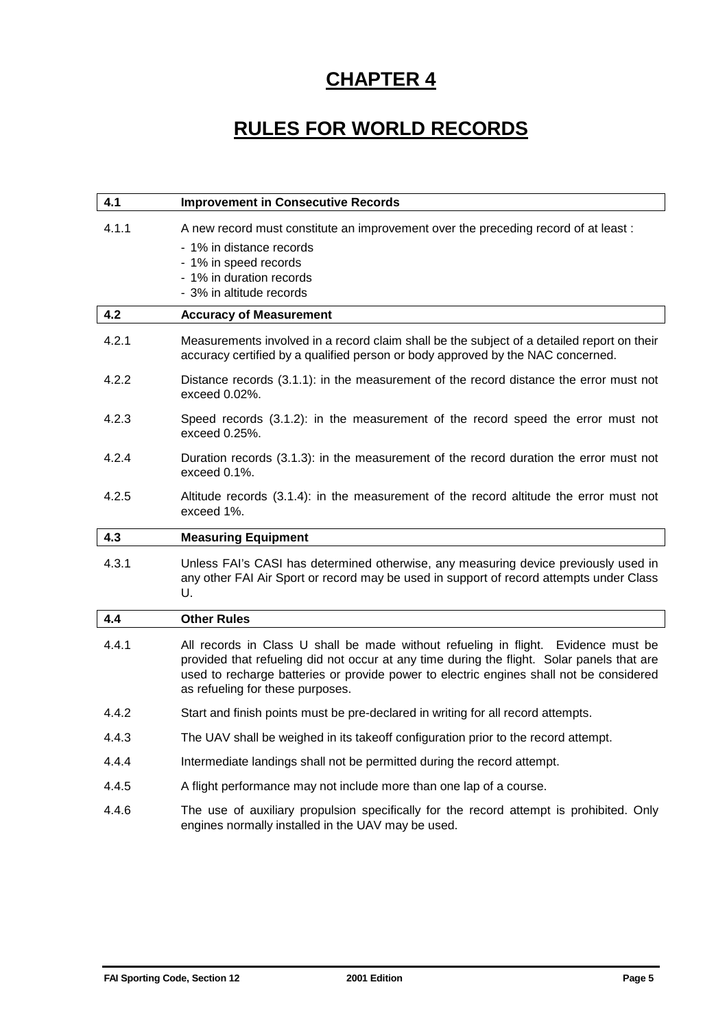# CHAPTER 4

# RULES FOR WORLD RECORDS

## 4.1 Improvement in Consecutive Records

4.1.1 A new record must constitute an improvement over the preceding record of at least :

- 1% in distance records
- 1% in speed records
- 1% in duration records
- 3% in altitude records

## 4.2 Accuracy of Measurement

4.2.1 Measurements involved in a record claim shall be the subject of a detailed report on their accuracy certified by a qualified person or body approved by the NAC concerned.

4.2.2 Distance records (3.1.1): in the measurement of the record distance the error must not exceed 0.02%.

4.2.3 Speed records (3.1.2): in the measurement of the record speed the error must not exceed 0.25%.

4.2.4 Duration records (3.1.3): in the measurement of the record duration the error must not exceed 0.1%.

4.2.5 Altitude records (3.1.4): in the measurement of the record altitude the error must not exceed 1%.

## 4.3 Measuring Equipment

4.3.1 Unless FAI's CASI has determined otherwise, any measuring device previously used in any other FAI Air Sport or record may be used in support of record attempts under Class U.

## 4.4 Other Rules

4.4.1 All records in Class U shall be made without refueling in flight. Evidence must be provided that refueling did not occur at any time during the flight. Solar panels that are used to recharge batteries or provide power to electric engines shall not be considered as refueling for these purposes.

4.4.2 Start and finish points must be pre-declared in writing for all record attempts.

4.4.3 The UAV shall be weighed in its takeoff configuration prior to the record attempt.

4.4.4 Intermediate landings shall not be permitted during the record attempt.

4.4.5 A flight performance may not include more than one lap of a course.

4.4.6 The use of auxiliary propulsion specifically for the record attempt is prohibited. Only engines normally installed in the UAV may be used.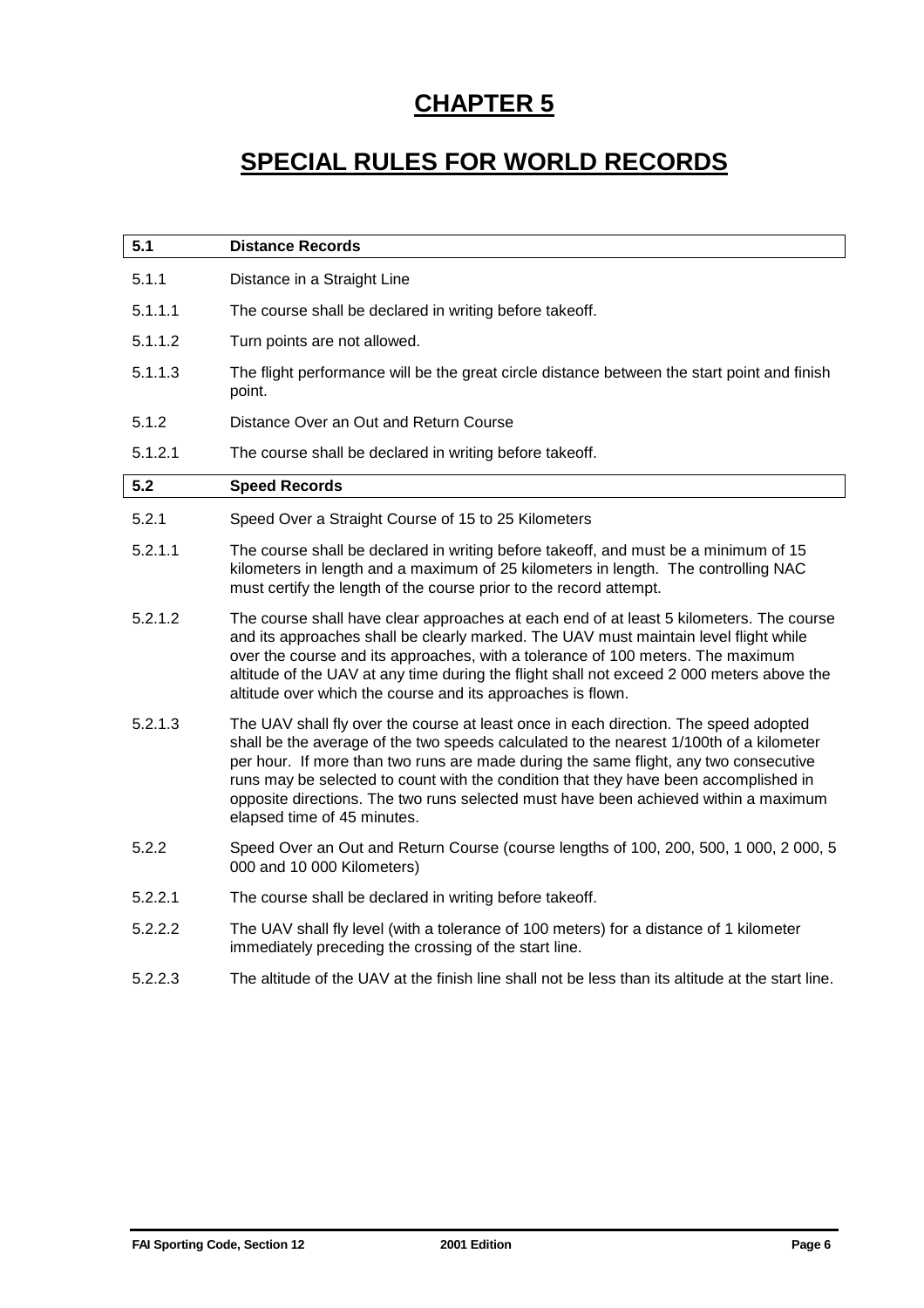# CHAPTER 5

# SPECIAL RULES FOR WORLD RECORDS

## 5.1 Distance Records

5.1.1 Distance in a Straight Line

5.1.1.1 The course shall be declared in writing before takeoff.

5.1.1.2 Turn points are not allowed.

5.1.1.3 The flight performance will be the great circle distance between the start point and finish point.

5.1.2 Distance Over an Out and Return Course

5.1.2.1 The course shall be declared in writing before takeoff.

## 5.2 Speed Records

5.2.1 Speed Over a Straight Course of 15 to 25 Kilometers

5.2.1.1 The course shall be declared in writing before takeoff, and must be a minimum of 15 kilometers in length and a maximum of 25 kilometers in length. The controlling NAC must certify the length of the course prior to the record attempt.

5.2.1.2 The course shall have clear approaches at each end of at least 5 kilometers. The course and its approaches shall be clearly marked. The UAV must maintain level flight while over the course and its approaches, with a tolerance of 100 meters. The maximum altitude of the UAV at any time during the flight shall not exceed 2 000 meters above the altitude over which the course and its approaches is flown.

5.2.1.3 The UAV shall fly over the course at least once in each direction. The speed adopted shall be the average of the two speeds calculated to the nearest 1/100th of a kilometer per hour. If more than two runs are made during the same flight, any two consecutive runs may be selected to count with the condition that they have been accomplished in opposite directions. The two runs selected must have been achieved within a maximum elapsed time of 45 minutes.

5.2.2 Speed Over an Out and Return Course (course lengths of 100, 200, 500, 1 000, 2 000, 5 000 and 10 000 Kilometers)

5.2.2.1 The course shall be declared in writing before takeoff.

5.2.2.2 The UAV shall fly level (with a tolerance of 100 meters) for a distance of 1 kilometer immediately preceding the crossing of the start line.

5.2.2.3 The altitude of the UAV at the finish line shall not be less than its altitude at the start line.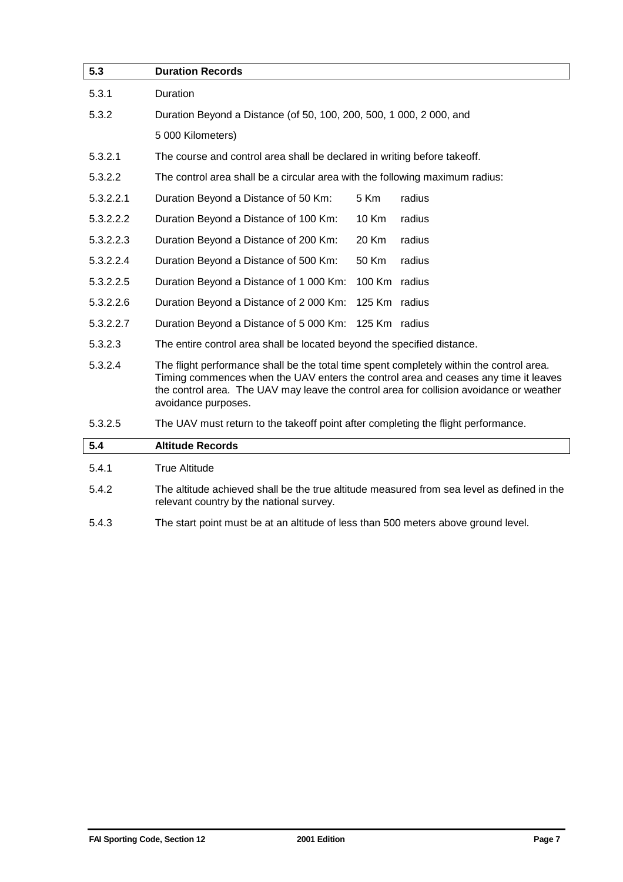## 5.3 Duration Records

5.3.1 Duration

5.3.2 Duration Beyond a Distance (of 50, 100, 200, 500, 1 000, 2 000, and 5 000 Kilometers)

5.3.2.1 The course and control area shall be declared in writing before takeoff.

5.3.2.2 The control area shall be a circular area with the following maximum radius:

| | | | |
|---|---|---|---|
| 5.3.2.2.1 | Duration Beyond a Distance of 50 Km: | 5 Km | radius |
| 5.3.2.2.2 | Duration Beyond a Distance of 100 Km: | 10 Km | radius |
| 5.3.2.2.3 | Duration Beyond a Distance of 200 Km: | 20 Km | radius |
| 5.3.2.2.4 | Duration Beyond a Distance of 500 Km: | 50 Km | radius |
| 5.3.2.2.5 | Duration Beyond a Distance of 1 000 Km: | 100 Km | radius |
| 5.3.2.2.6 | Duration Beyond a Distance of 2 000 Km: | 125 Km | radius |
| 5.3.2.2.7 | Duration Beyond a Distance of 5 000 Km: | 125 Km | radius |

5.3.2.3 The entire control area shall be located beyond the specified distance.

5.3.2.4 The flight performance shall be the total time spent completely within the control area. Timing commences when the UAV enters the control area and ceases any time it leaves the control area. The UAV may leave the control area for collision avoidance or weather avoidance purposes.

5.3.2.5 The UAV must return to the takeoff point after completing the flight performance.

## 5.4 Altitude Records

5.4.1 True Altitude

5.4.2 The altitude achieved shall be the true altitude measured from sea level as defined in the relevant country by the national survey.

5.4.3 The start point must be at an altitude of less than 500 meters above ground level.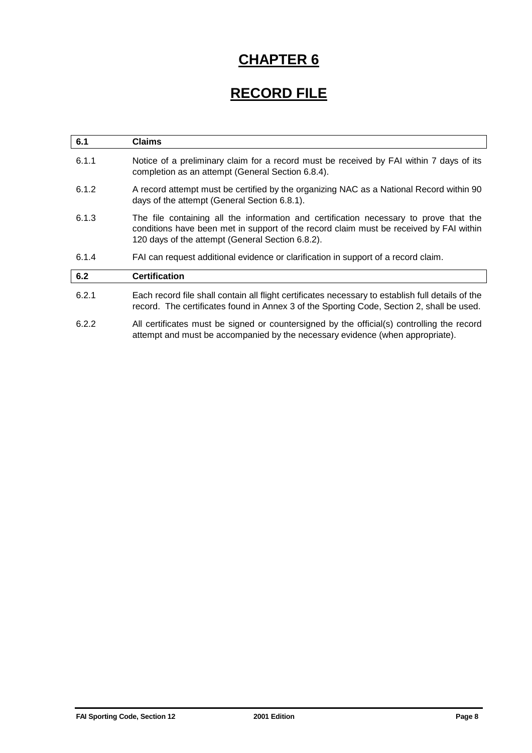# CHAPTER 6

# RECORD FILE

## 6.1 Claims

6.1.1 Notice of a preliminary claim for a record must be received by FAI within 7 days of its completion as an attempt (General Section 6.8.4).

6.1.2 A record attempt must be certified by the organizing NAC as a National Record within 90 days of the attempt (General Section 6.8.1).

6.1.3 The file containing all the information and certification necessary to prove that the conditions have been met in support of the record claim must be received by FAI within 120 days of the attempt (General Section 6.8.2).

6.1.4 FAI can request additional evidence or clarification in support of a record claim.

## 6.2 Certification

6.2.1 Each record file shall contain all flight certificates necessary to establish full details of the record. The certificates found in Annex 3 of the Sporting Code, Section 2, shall be used.

6.2.2 All certificates must be signed or countersigned by the official(s) controlling the record attempt and must be accompanied by the necessary evidence (when appropriate).